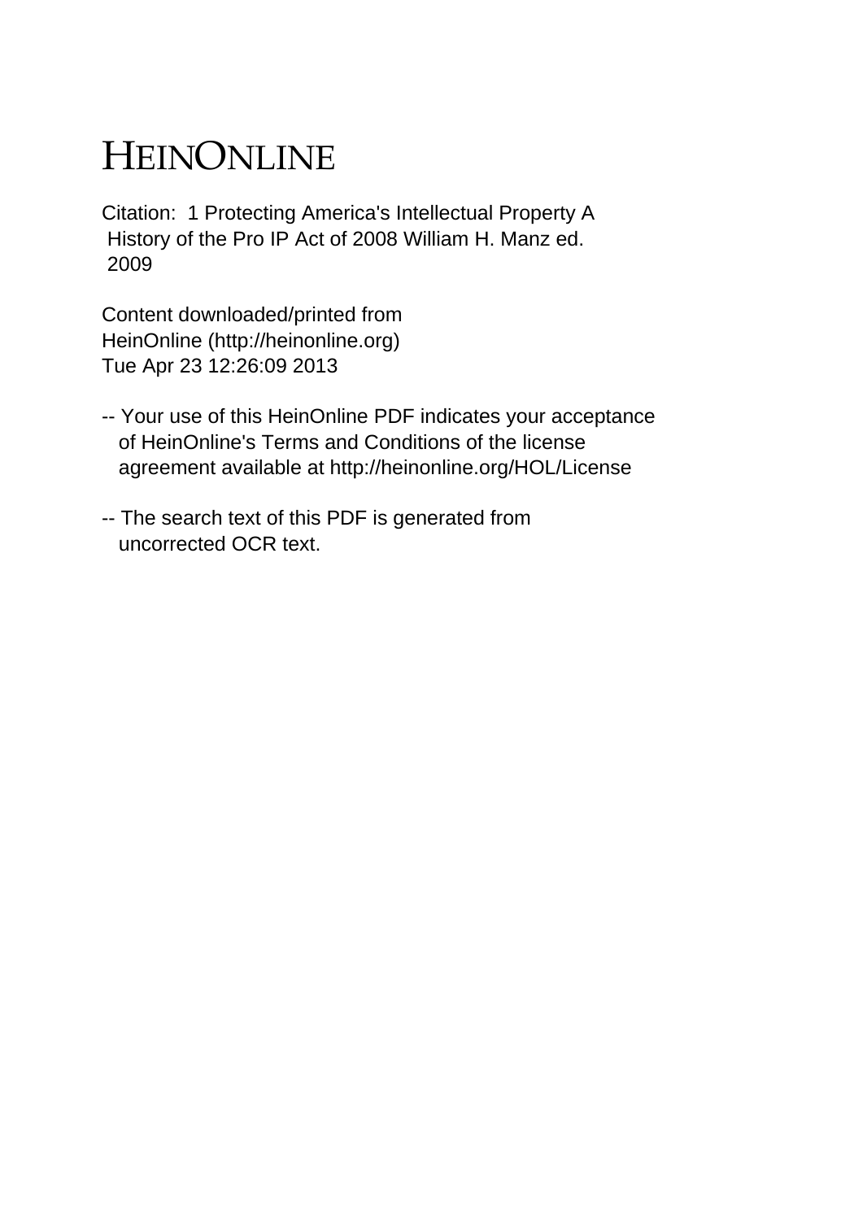# HEINONLINE

Citation: 1 Protecting America's Intellectual Property A History of the Pro IP Act of 2008 William H. Manz ed. 2009

Content downloaded/printed from HeinOnline (http://heinonline.org)
Tue Apr 23 12:26:09 2013

-- Your use of this HeinOnline PDF indicates your acceptance of HeinOnline's Terms and Conditions of the license agreement available at http://heinonline.org/HOL/License

-- The search text of this PDF is generated from uncorrected OCR text.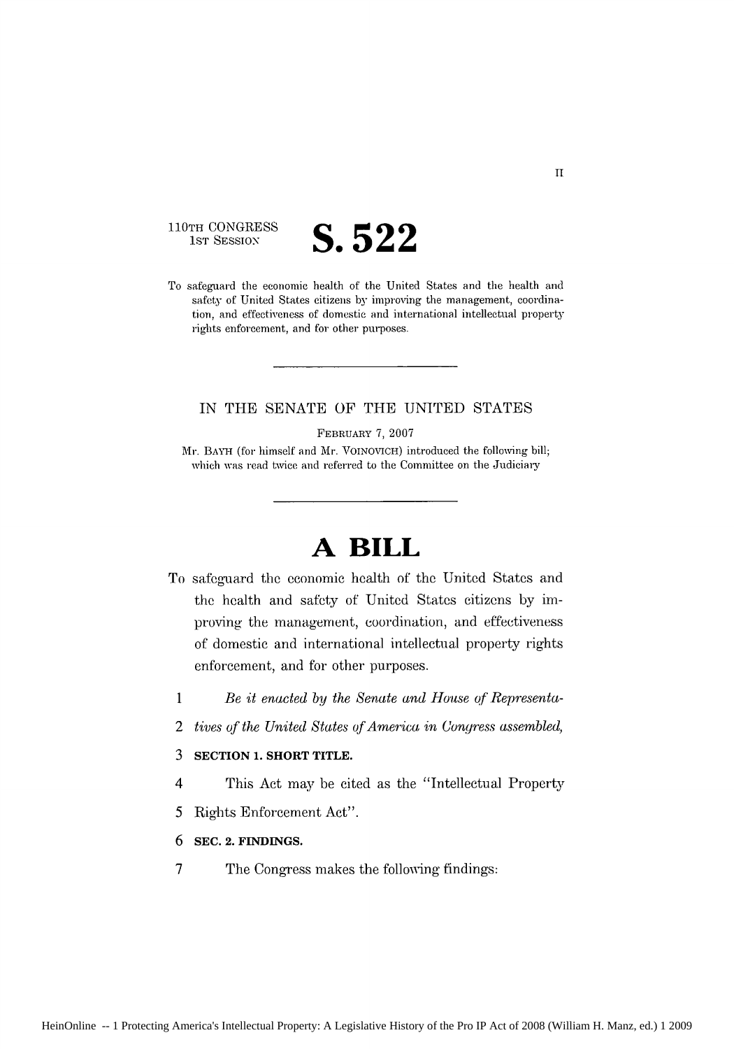110TH CONGRESS
1ST SESSION

# S. 522

To safeguard the economic health of the United States and the health and safety of United States citizens by improving the management, coordination, and effectiveness of domestic and international intellectual property rights enforcement, and for other purposes.

---

IN THE SENATE OF THE UNITED STATES

FEBRUARY 7, 2007

Mr. BAYH (for himself and Mr. VOINOVICH) introduced the following bill; which was read twice and referred to the Committee on the Judiciary

---

# A BILL

To safeguard the economic health of the United States and the health and safety of United States citizens by improving the management, coordination, and effectiveness of domestic and international intellectual property rights enforcement, and for other purposes.

1 *Be it enacted by the Senate and House of Representa-*
2 *tives of the United States of America in Congress assembled,*

3 **SECTION 1. SHORT TITLE.**

4 This Act may be cited as the "Intellectual Property
5 Rights Enforcement Act".

6 **SEC. 2. FINDINGS.**

7 The Congress makes the following findings: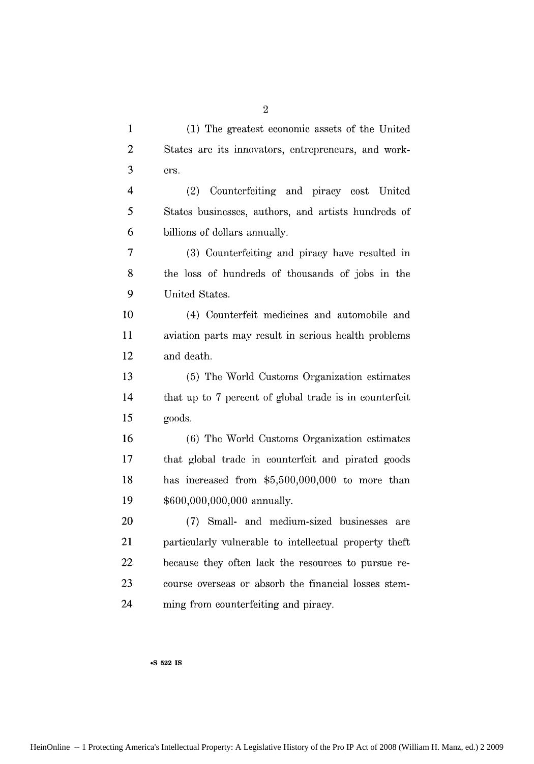(1) The greatest economic assets of the United States are its innovators, entrepreneurs, and workers.

(2) Counterfeiting and piracy cost United States businesses, authors, and artists hundreds of billions of dollars annually.

(3) Counterfeiting and piracy have resulted in the loss of hundreds of thousands of jobs in the United States.

(4) Counterfeit medicines and automobile and aviation parts may result in serious health problems and death.

(5) The World Customs Organization estimates that up to 7 percent of global trade is in counterfeit goods.

(6) The World Customs Organization estimates that global trade in counterfeit and pirated goods has increased from $5,500,000,000 to more than $600,000,000,000 annually.

(7) Small- and medium-sized businesses are particularly vulnerable to intellectual property theft because they often lack the resources to pursue recourse overseas or absorb the financial losses stemming from counterfeiting and piracy.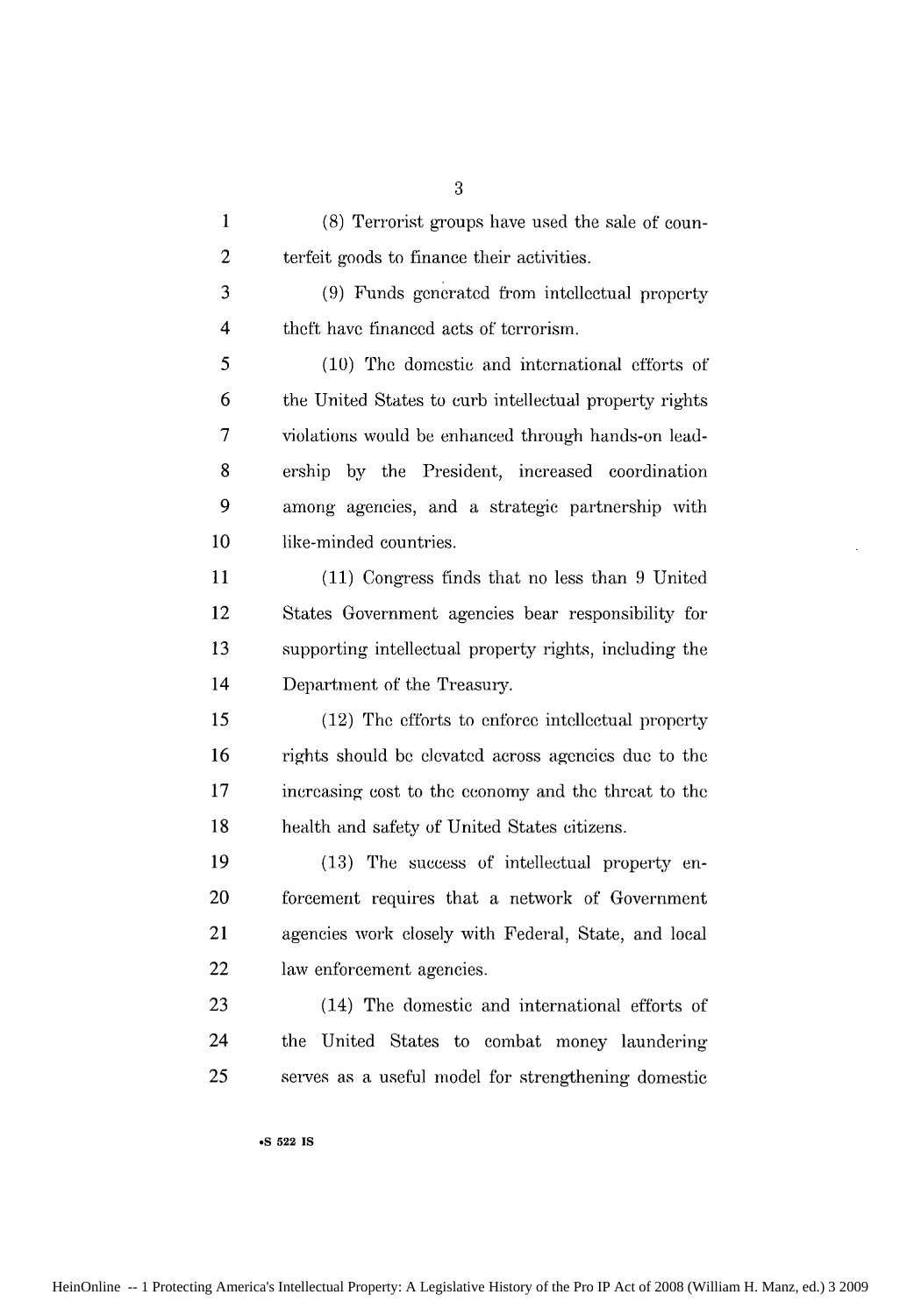(8) Terrorist groups have used the sale of counterfeit goods to finance their activities.

(9) Funds generated from intellectual property theft have financed acts of terrorism.

(10) The domestic and international efforts of the United States to curb intellectual property rights violations would be enhanced through hands-on leadership by the President, increased coordination among agencies, and a strategic partnership with like-minded countries.

(11) Congress finds that no less than 9 United States Government agencies bear responsibility for supporting intellectual property rights, including the Department of the Treasury.

(12) The efforts to enforce intellectual property rights should be elevated across agencies due to the increasing cost to the economy and the threat to the health and safety of United States citizens.

(13) The success of intellectual property enforcement requires that a network of Government agencies work closely with Federal, State, and local law enforcement agencies.

(14) The domestic and international efforts of the United States to combat money laundering serves as a useful model for strengthening domestic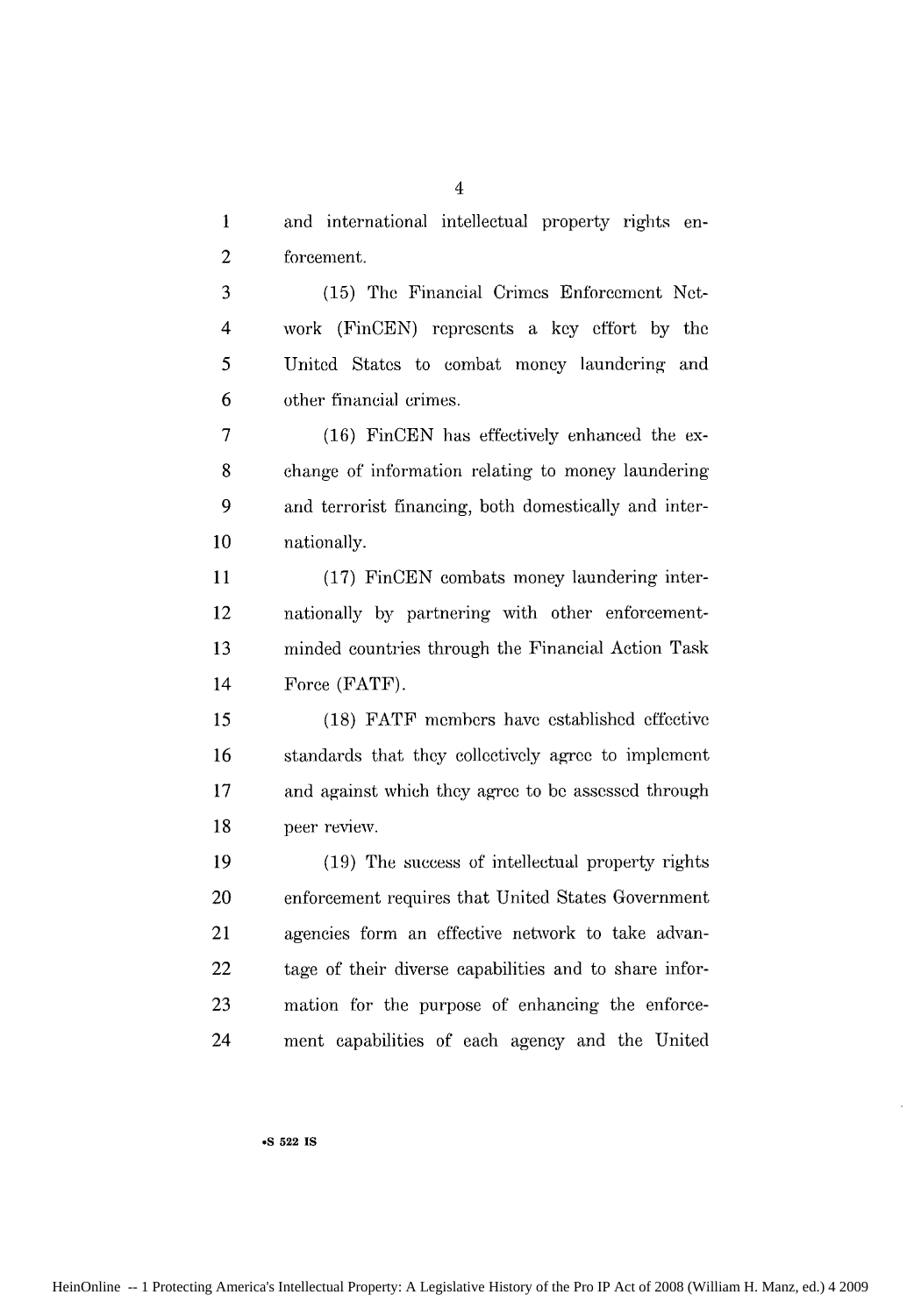and international intellectual property rights enforcement.

(15) The Financial Crimes Enforcement Network (FinCEN) represents a key effort by the United States to combat money laundering and other financial crimes.

(16) FinCEN has effectively enhanced the exchange of information relating to money laundering and terrorist financing, both domestically and internationally.

(17) FinCEN combats money laundering internationally by partnering with other enforcement-minded countries through the Financial Action Task Force (FATF).

(18) FATF members have established effective standards that they collectively agree to implement and against which they agree to be assessed through peer review.

(19) The success of intellectual property rights enforcement requires that United States Government agencies form an effective network to take advantage of their diverse capabilities and to share information for the purpose of enhancing the enforcement capabilities of each agency and the United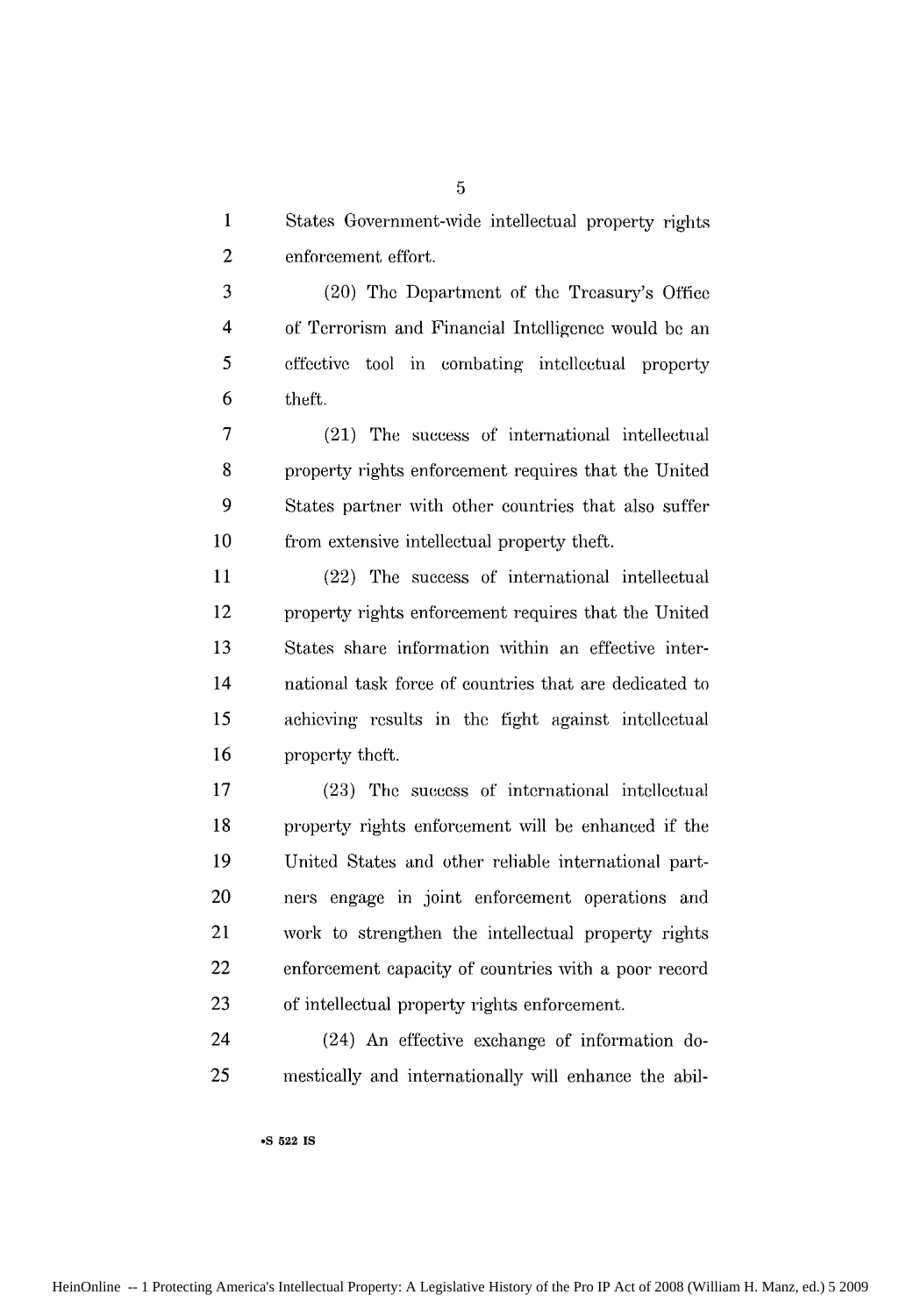States Government-wide intellectual property rights enforcement effort.

(20) The Department of the Treasury's Office of Terrorism and Financial Intelligence would be an effective tool in combating intellectual property theft.

(21) The success of international intellectual property rights enforcement requires that the United States partner with other countries that also suffer from extensive intellectual property theft.

(22) The success of international intellectual property rights enforcement requires that the United States share information within an effective international task force of countries that are dedicated to achieving results in the fight against intellectual property theft.

(23) The success of international intellectual property rights enforcement will be enhanced if the United States and other reliable international partners engage in joint enforcement operations and work to strengthen the intellectual property rights enforcement capacity of countries with a poor record of intellectual property rights enforcement.

(24) An effective exchange of information domestically and internationally will enhance the abil-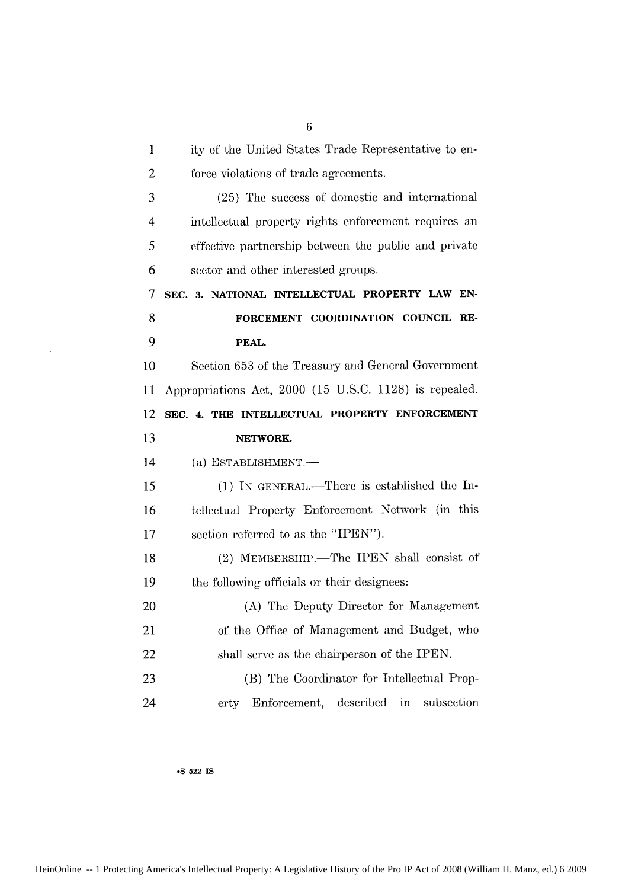ity of the United States Trade Representative to enforce violations of trade agreements.

(25) The success of domestic and international intellectual property rights enforcement requires an effective partnership between the public and private sector and other interested groups.

**SEC. 3. NATIONAL INTELLECTUAL PROPERTY LAW ENFORCEMENT COORDINATION COUNCIL REPEAL.**

Section 653 of the Treasury and General Government Appropriations Act, 2000 (15 U.S.C. 1128) is repealed.

**SEC. 4. THE INTELLECTUAL PROPERTY ENFORCEMENT NETWORK.**

(a) ESTABLISHMENT.—

(1) IN GENERAL.—There is established the Intellectual Property Enforcement Network (in this section referred to as the "IPEN").

(2) MEMBERSHIP.—The IPEN shall consist of the following officials or their designees:

(A) The Deputy Director for Management of the Office of Management and Budget, who shall serve as the chairperson of the IPEN.

(B) The Coordinator for Intellectual Property Enforcement, described in subsection

•S 522 IS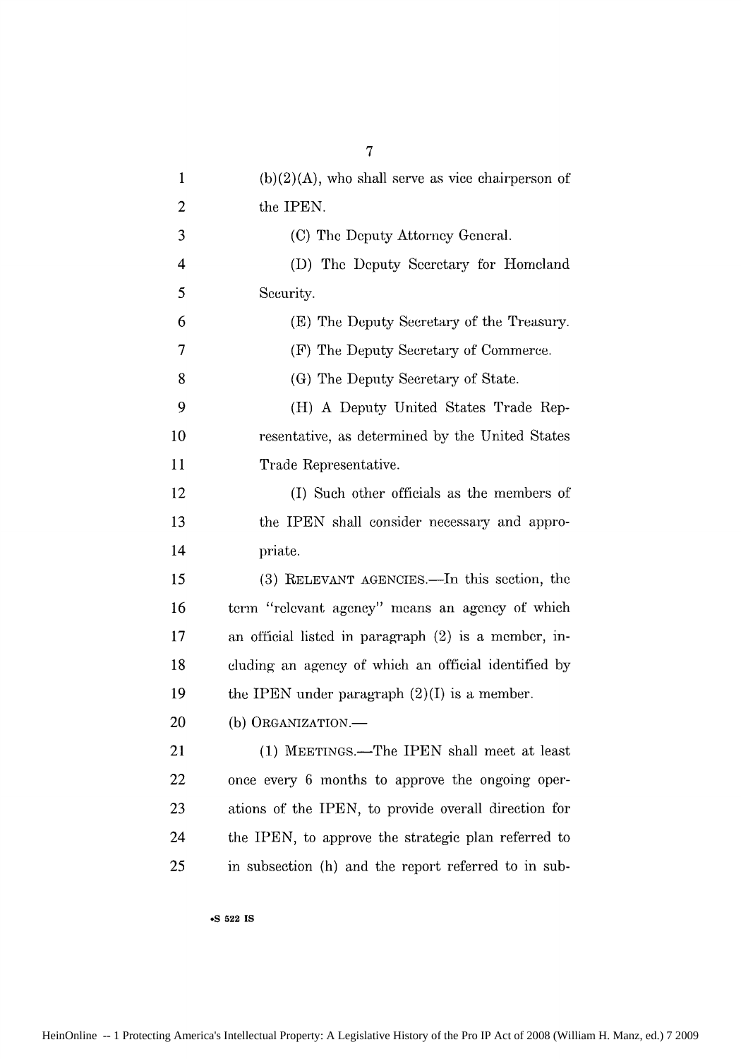(b)(2)(A), who shall serve as vice chairperson of the IPEN.

(C) The Deputy Attorney General.

(D) The Deputy Secretary for Homeland Security.

(E) The Deputy Secretary of the Treasury.

(F) The Deputy Secretary of Commerce.

(G) The Deputy Secretary of State.

(H) A Deputy United States Trade Representative, as determined by the United States Trade Representative.

(I) Such other officials as the members of the IPEN shall consider necessary and appropriate.

(3) RELEVANT AGENCIES.—In this section, the term "relevant agency" means an agency of which an official listed in paragraph (2) is a member, including an agency of which an official identified by the IPEN under paragraph (2)(I) is a member.

(b) ORGANIZATION.—

(1) MEETINGS.—The IPEN shall meet at least once every 6 months to approve the ongoing operations of the IPEN, to provide overall direction for the IPEN, to approve the strategic plan referred to in subsection (h) and the report referred to in sub-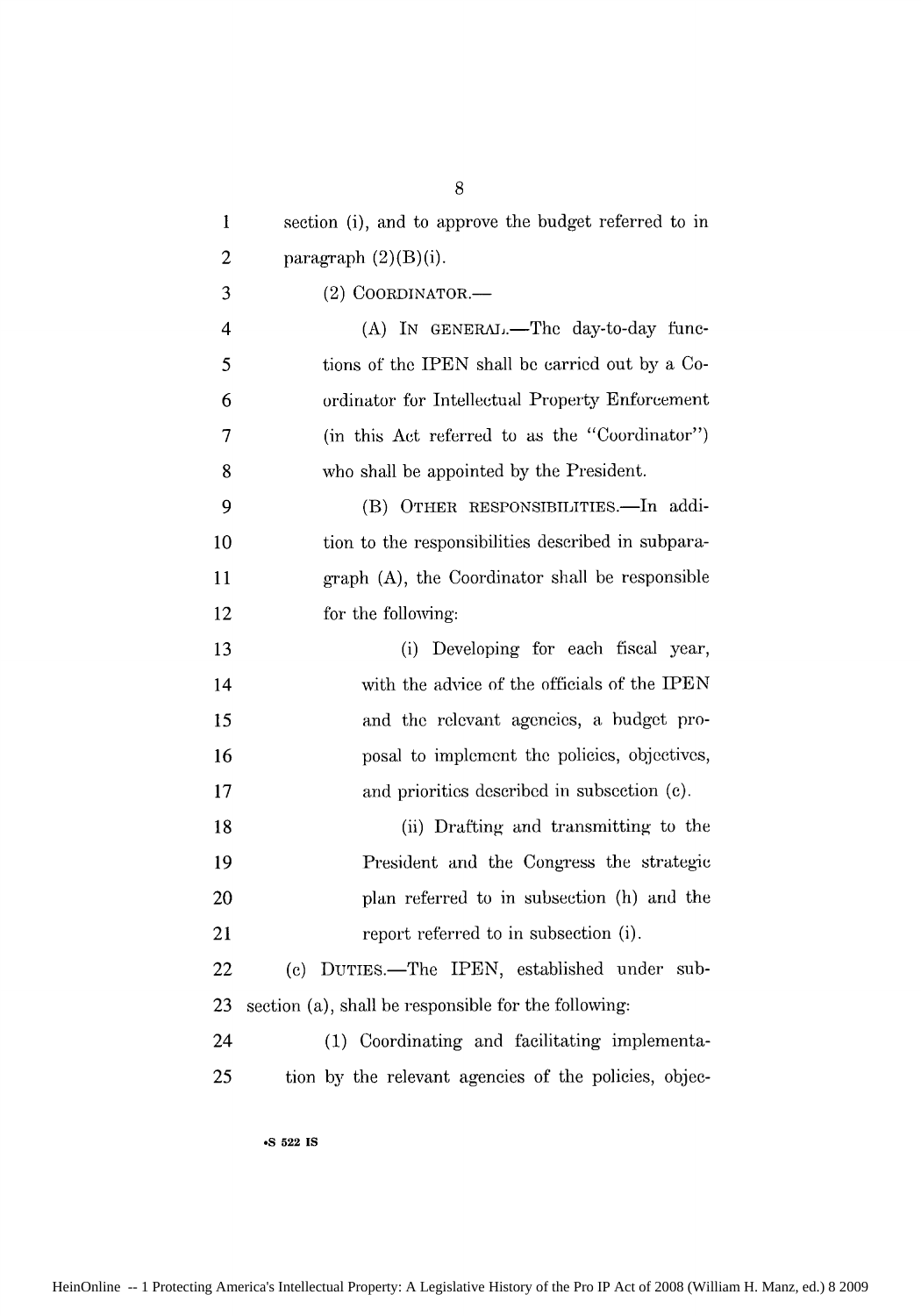section (i), and to approve the budget referred to in paragraph (2)(B)(i).

(2) COORDINATOR.—

(A) IN GENERAL.—The day-to-day functions of the IPEN shall be carried out by a Coordinator for Intellectual Property Enforcement (in this Act referred to as the "Coordinator") who shall be appointed by the President.

(B) OTHER RESPONSIBILITIES.—In addition to the responsibilities described in subparagraph (A), the Coordinator shall be responsible for the following:

(i) Developing for each fiscal year, with the advice of the officials of the IPEN and the relevant agencies, a budget proposal to implement the policies, objectives, and priorities described in subsection (c).

(ii) Drafting and transmitting to the President and the Congress the strategic plan referred to in subsection (h) and the report referred to in subsection (i).

(c) DUTIES.—The IPEN, established under subsection (a), shall be responsible for the following:

(1) Coordinating and facilitating implementation by the relevant agencies of the policies, objec-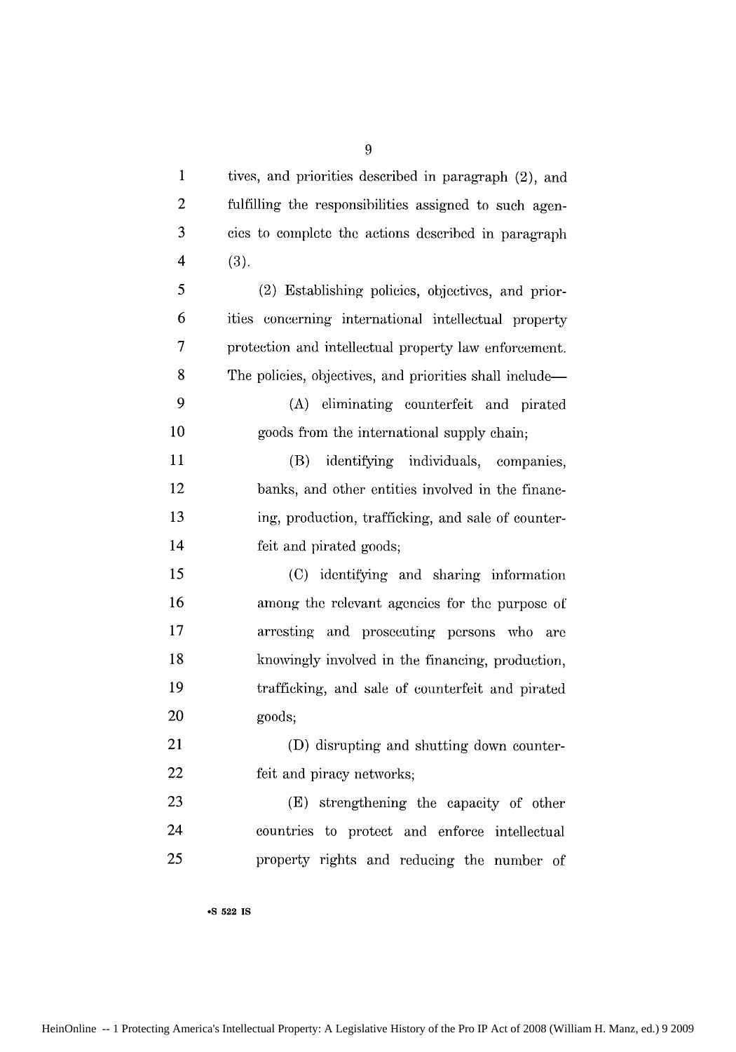tives, and priorities described in paragraph (2), and fulfilling the responsibilities assigned to such agencies to complete the actions described in paragraph (3).

(2) Establishing policies, objectives, and priorities concerning international intellectual property protection and intellectual property law enforcement. The policies, objectives, and priorities shall include—

(A) eliminating counterfeit and pirated goods from the international supply chain;

(B) identifying individuals, companies, banks, and other entities involved in the financing, production, trafficking, and sale of counterfeit and pirated goods;

(C) identifying and sharing information among the relevant agencies for the purpose of arresting and prosecuting persons who are knowingly involved in the financing, production, trafficking, and sale of counterfeit and pirated goods;

(D) disrupting and shutting down counterfeit and piracy networks;

(E) strengthening the capacity of other countries to protect and enforce intellectual property rights and reducing the number of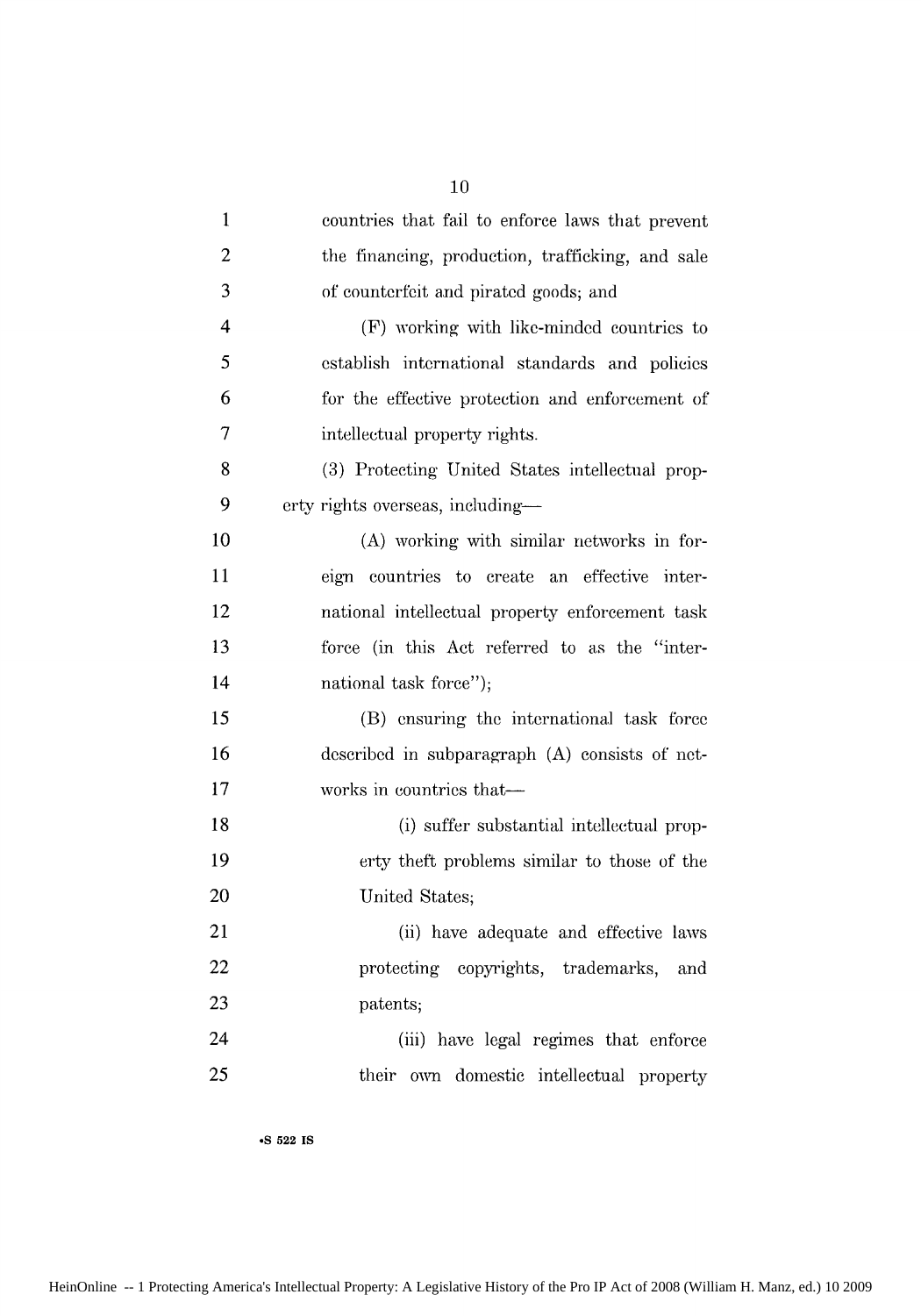countries that fail to enforce laws that prevent the financing, production, trafficking, and sale of counterfeit and pirated goods; and

(F) working with like-minded countries to establish international standards and policies for the effective protection and enforcement of intellectual property rights.

(3) Protecting United States intellectual property rights overseas, including—

(A) working with similar networks in foreign countries to create an effective international intellectual property enforcement task force (in this Act referred to as the "international task force");

(B) ensuring the international task force described in subparagraph (A) consists of networks in countries that—

(i) suffer substantial intellectual property theft problems similar to those of the United States;

(ii) have adequate and effective laws protecting copyrights, trademarks, and patents;

(iii) have legal regimes that enforce their own domestic intellectual property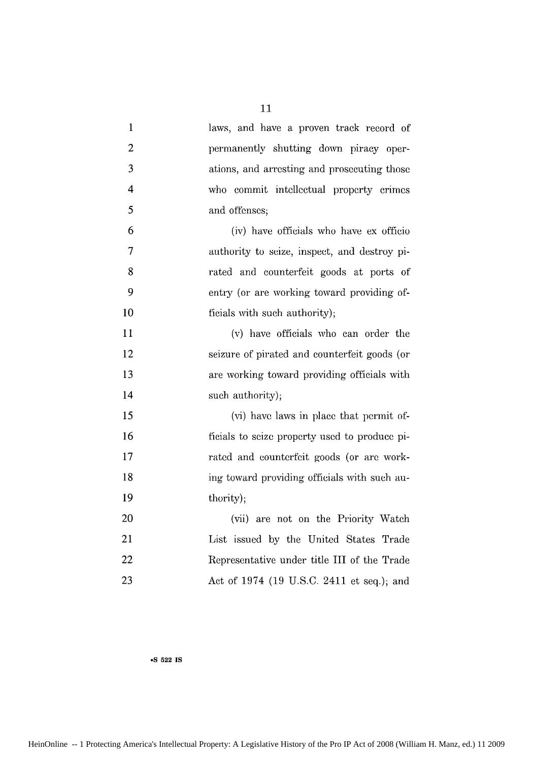laws, and have a proven track record of permanently shutting down piracy operations, and arresting and prosecuting those who commit intellectual property crimes and offenses;

(iv) have officials who have ex officio authority to seize, inspect, and destroy pirated and counterfeit goods at ports of entry (or are working toward providing officials with such authority);

(v) have officials who can order the seizure of pirated and counterfeit goods (or are working toward providing officials with such authority);

(vi) have laws in place that permit officials to seize property used to produce pirated and counterfeit goods (or are working toward providing officials with such authority);

(vii) are not on the Priority Watch List issued by the United States Trade Representative under title III of the Trade Act of 1974 (19 U.S.C. 2411 et seq.); and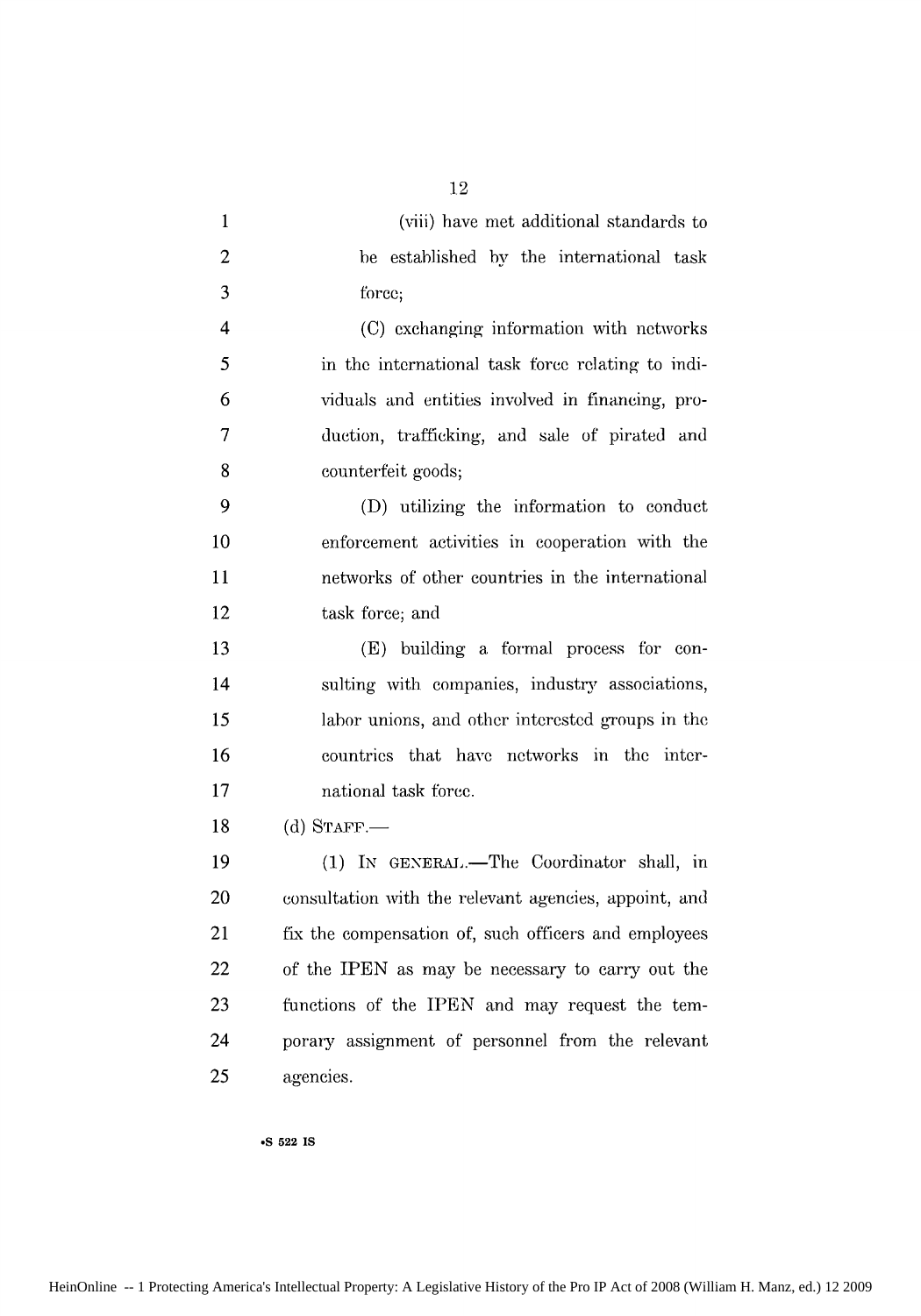(viii) have met additional standards to be established by the international task force;

(C) exchanging information with networks in the international task force relating to individuals and entities involved in financing, production, trafficking, and sale of pirated and counterfeit goods;

(D) utilizing the information to conduct enforcement activities in cooperation with the networks of other countries in the international task force; and

(E) building a formal process for consulting with companies, industry associations, labor unions, and other interested groups in the countries that have networks in the international task force.

(d) STAFF.—

(1) IN GENERAL.—The Coordinator shall, in consultation with the relevant agencies, appoint, and fix the compensation of, such officers and employees of the IPEN as may be necessary to carry out the functions of the IPEN and may request the temporary assignment of personnel from the relevant agencies.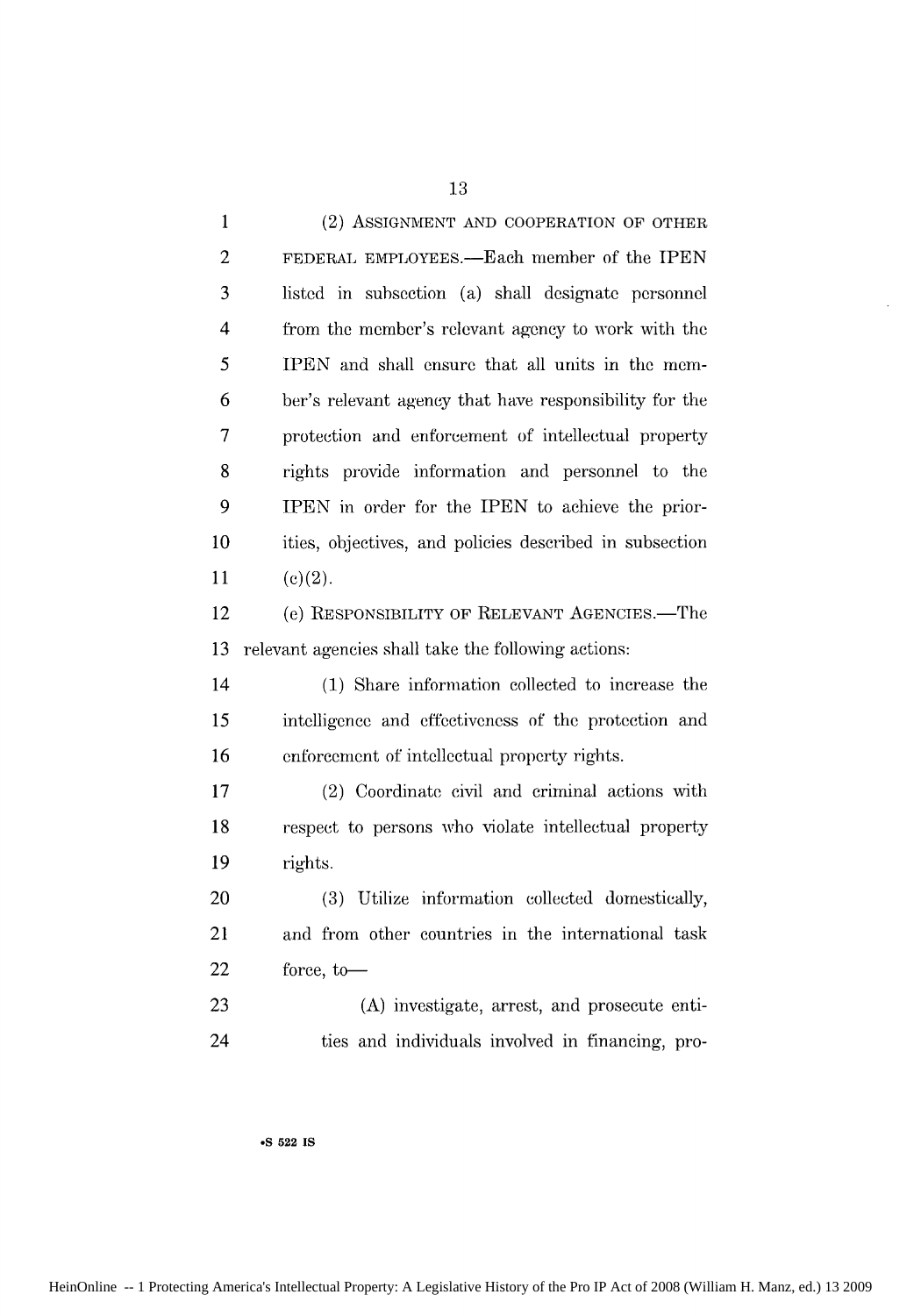(2) ASSIGNMENT AND COOPERATION OF OTHER FEDERAL EMPLOYEES.—Each member of the IPEN listed in subsection (a) shall designate personnel from the member's relevant agency to work with the IPEN and shall ensure that all units in the member's relevant agency that have responsibility for the protection and enforcement of intellectual property rights provide information and personnel to the IPEN in order for the IPEN to achieve the priorities, objectives, and policies described in subsection (c)(2).

(e) RESPONSIBILITY OF RELEVANT AGENCIES.—The relevant agencies shall take the following actions:

(1) Share information collected to increase the intelligence and effectiveness of the protection and enforcement of intellectual property rights.

(2) Coordinate civil and criminal actions with respect to persons who violate intellectual property rights.

(3) Utilize information collected domestically, and from other countries in the international task force, to—

(A) investigate, arrest, and prosecute entities and individuals involved in financing, pro-

•S 522 IS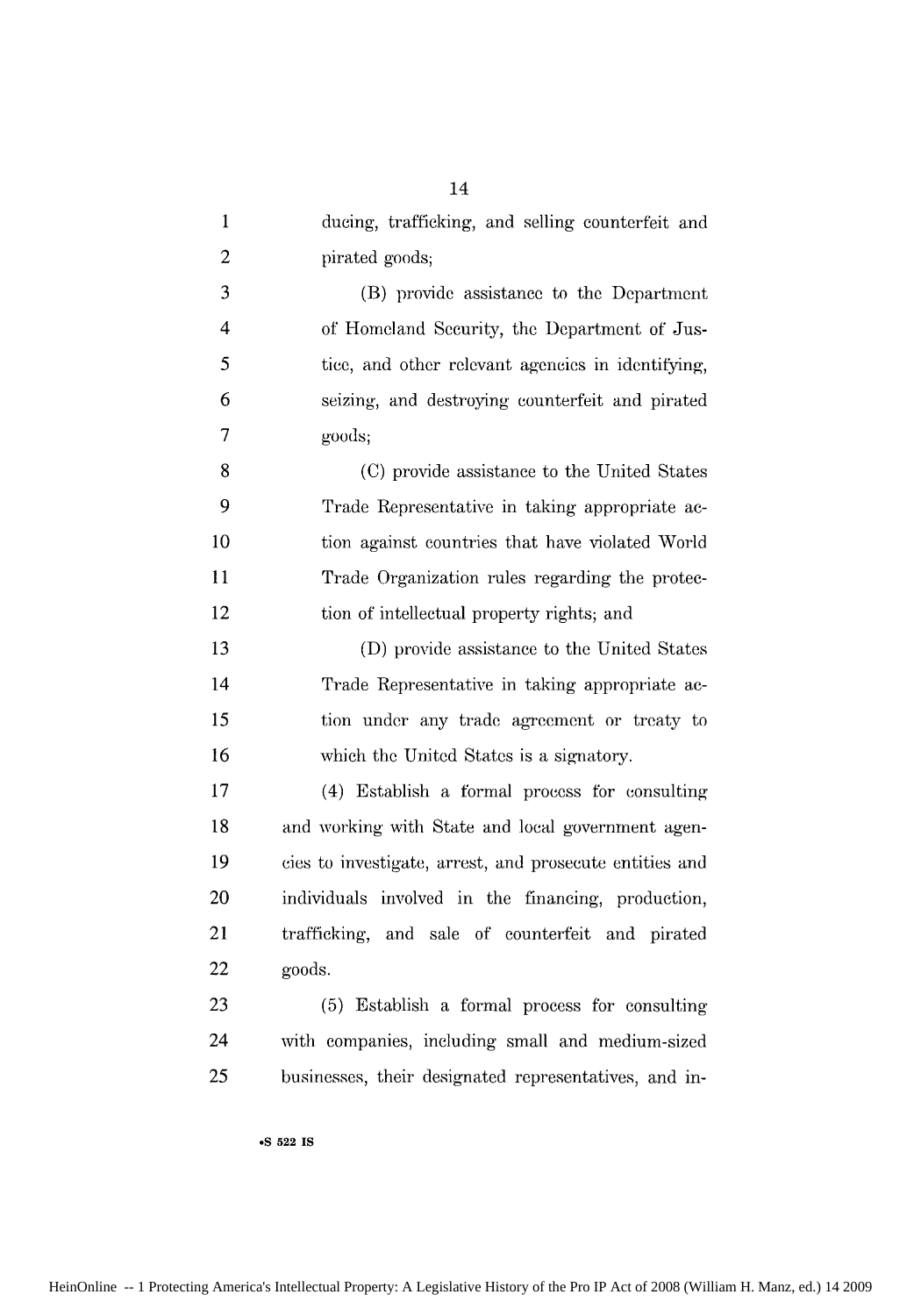ducing, trafficking, and selling counterfeit and pirated goods;

(B) provide assistance to the Department of Homeland Security, the Department of Justice, and other relevant agencies in identifying, seizing, and destroying counterfeit and pirated goods;

(C) provide assistance to the United States Trade Representative in taking appropriate action against countries that have violated World Trade Organization rules regarding the protection of intellectual property rights; and

(D) provide assistance to the United States Trade Representative in taking appropriate action under any trade agreement or treaty to which the United States is a signatory.

(4) Establish a formal process for consulting and working with State and local government agencies to investigate, arrest, and prosecute entities and individuals involved in the financing, production, trafficking, and sale of counterfeit and pirated goods.

(5) Establish a formal process for consulting with companies, including small and medium-sized businesses, their designated representatives, and in-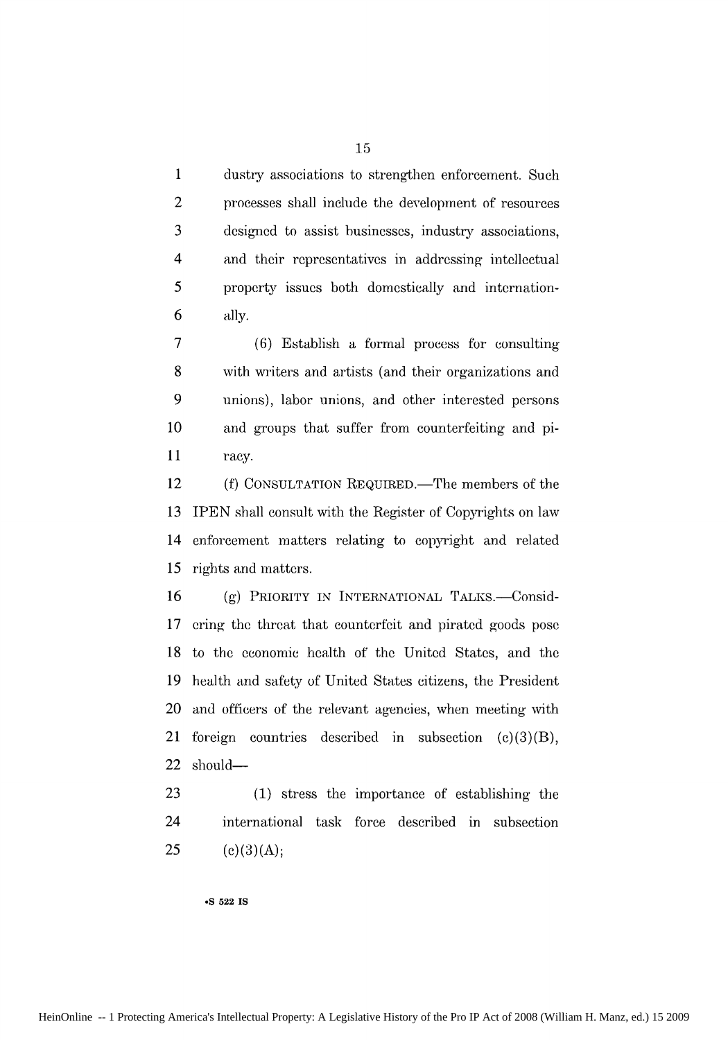dustry associations to strengthen enforcement. Such processes shall include the development of resources designed to assist businesses, industry associations, and their representatives in addressing intellectual property issues both domestically and internationally.

(6) Establish a formal process for consulting with writers and artists (and their organizations and unions), labor unions, and other interested persons and groups that suffer from counterfeiting and piracy.

(f) CONSULTATION REQUIRED.—The members of the IPEN shall consult with the Register of Copyrights on law enforcement matters relating to copyright and related rights and matters.

(g) PRIORITY IN INTERNATIONAL TALKS.—Considering the threat that counterfeit and pirated goods pose to the economic health of the United States, and the health and safety of United States citizens, the President and officers of the relevant agencies, when meeting with foreign countries described in subsection (c)(3)(B), should—

(1) stress the importance of establishing the international task force described in subsection (c)(3)(A);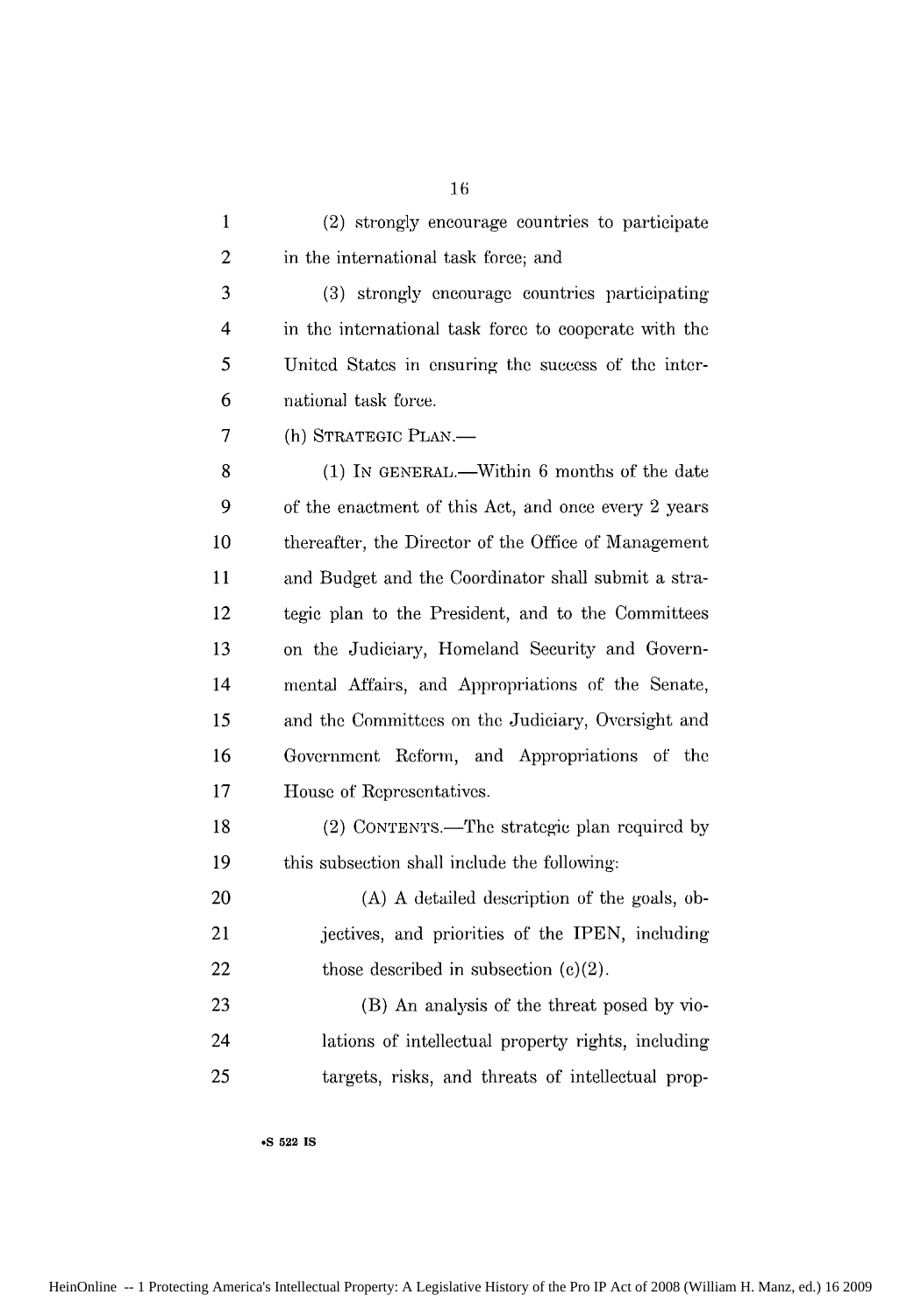(2) strongly encourage countries to participate in the international task force; and

(3) strongly encourage countries participating in the international task force to cooperate with the United States in ensuring the success of the international task force.

(h) STRATEGIC PLAN.—

(1) IN GENERAL.—Within 6 months of the date of the enactment of this Act, and once every 2 years thereafter, the Director of the Office of Management and Budget and the Coordinator shall submit a strategic plan to the President, and to the Committees on the Judiciary, Homeland Security and Governmental Affairs, and Appropriations of the Senate, and the Committees on the Judiciary, Oversight and Government Reform, and Appropriations of the House of Representatives.

(2) CONTENTS.—The strategic plan required by this subsection shall include the following:

(A) A detailed description of the goals, objectives, and priorities of the IPEN, including those described in subsection (c)(2).

(B) An analysis of the threat posed by violations of intellectual property rights, including targets, risks, and threats of intellectual prop-

•S 522 IS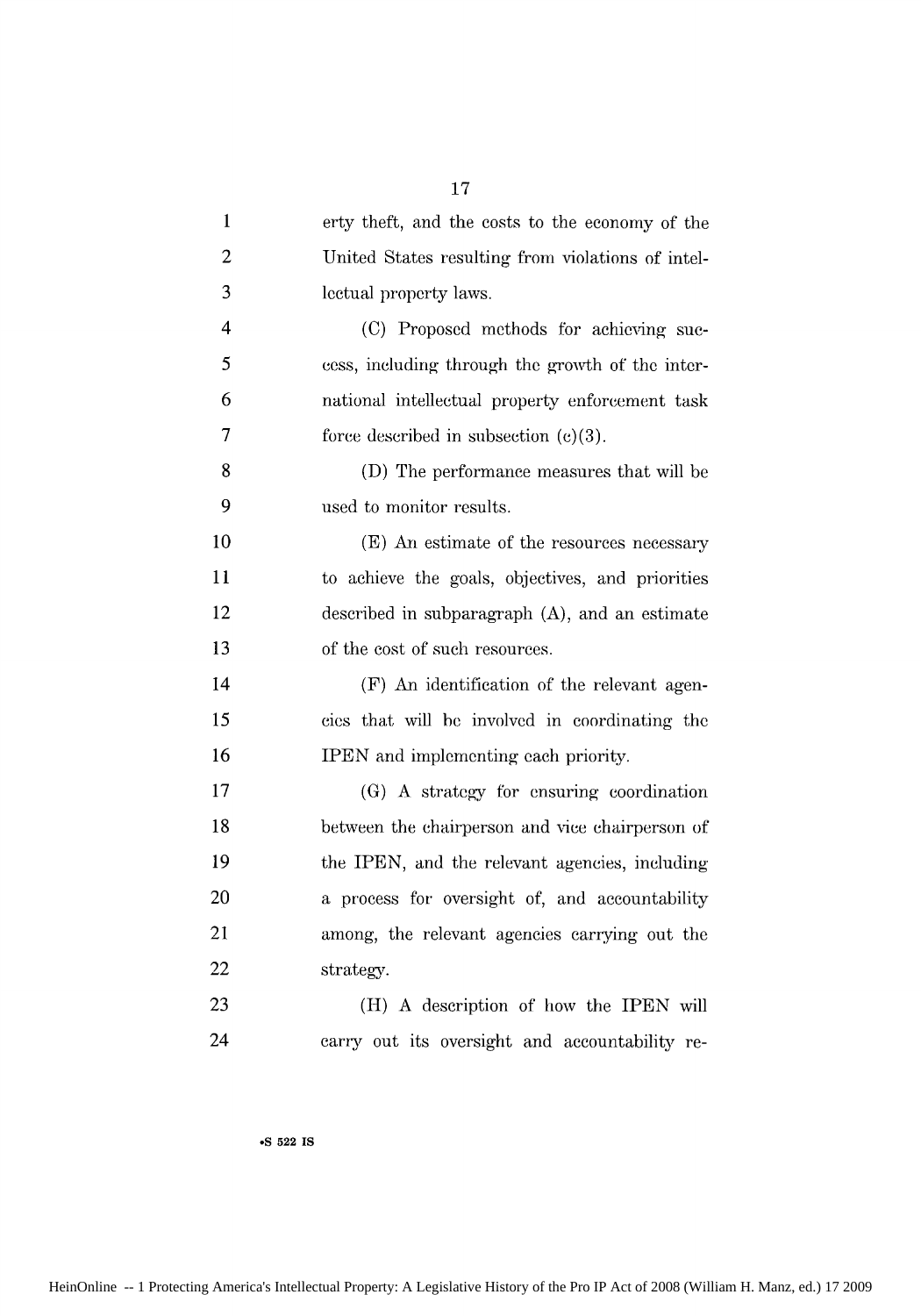erty theft, and the costs to the economy of the United States resulting from violations of intellectual property laws.

(C) Proposed methods for achieving success, including through the growth of the international intellectual property enforcement task force described in subsection (c)(3).

(D) The performance measures that will be used to monitor results.

(E) An estimate of the resources necessary to achieve the goals, objectives, and priorities described in subparagraph (A), and an estimate of the cost of such resources.

(F) An identification of the relevant agencies that will be involved in coordinating the IPEN and implementing each priority.

(G) A strategy for ensuring coordination between the chairperson and vice chairperson of the IPEN, and the relevant agencies, including a process for oversight of, and accountability among, the relevant agencies carrying out the strategy.

(H) A description of how the IPEN will carry out its oversight and accountability re-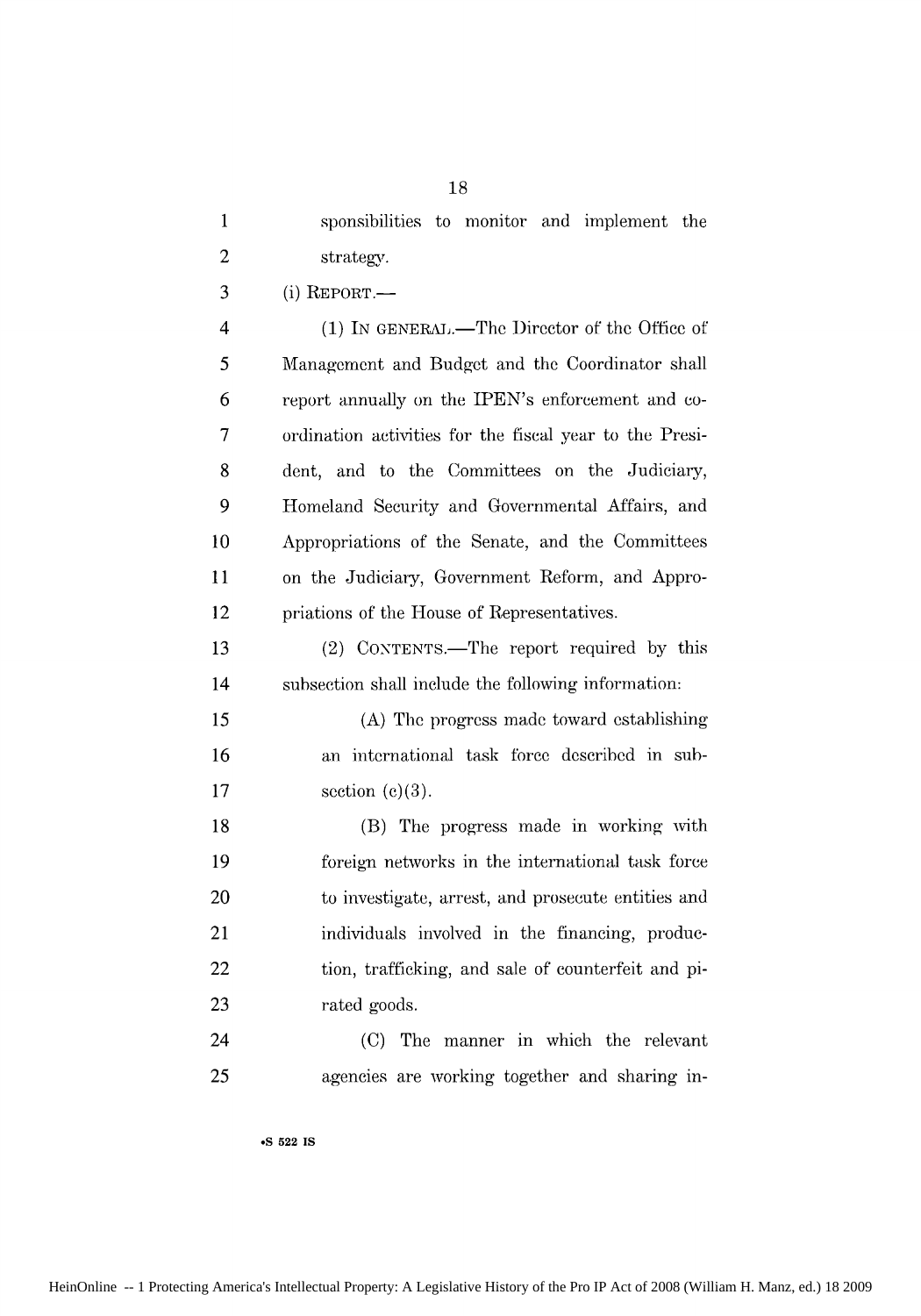sponsibilities to monitor and implement the strategy.

(i) REPORT.—

(1) IN GENERAL.—The Director of the Office of Management and Budget and the Coordinator shall report annually on the IPEN's enforcement and coordination activities for the fiscal year to the President, and to the Committees on the Judiciary, Homeland Security and Governmental Affairs, and Appropriations of the Senate, and the Committees on the Judiciary, Government Reform, and Appropriations of the House of Representatives.

(2) CONTENTS.—The report required by this subsection shall include the following information:

(A) The progress made toward establishing an international task force described in subsection (c)(3).

(B) The progress made in working with foreign networks in the international task force to investigate, arrest, and prosecute entities and individuals involved in the financing, production, trafficking, and sale of counterfeit and pirated goods.

(C) The manner in which the relevant agencies are working together and sharing in-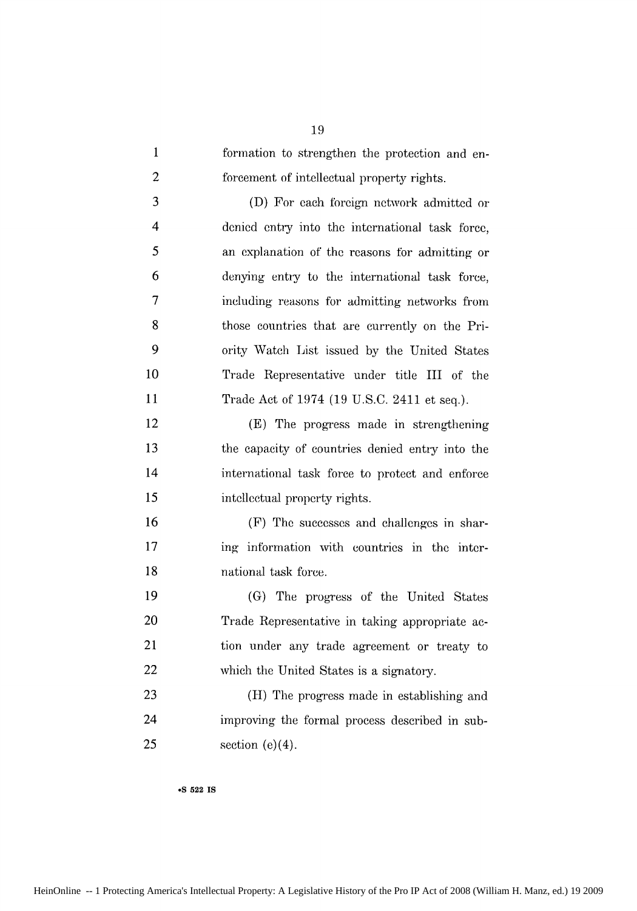formation to strengthen the protection and enforcement of intellectual property rights.

(D) For each foreign network admitted or denied entry into the international task force, an explanation of the reasons for admitting or denying entry to the international task force, including reasons for admitting networks from those countries that are currently on the Priority Watch List issued by the United States Trade Representative under title III of the Trade Act of 1974 (19 U.S.C. 2411 et seq.).

(E) The progress made in strengthening the capacity of countries denied entry into the international task force to protect and enforce intellectual property rights.

(F) The successes and challenges in sharing information with countries in the international task force.

(G) The progress of the United States Trade Representative in taking appropriate action under any trade agreement or treaty to which the United States is a signatory.

(H) The progress made in establishing and improving the formal process described in subsection (e)(4).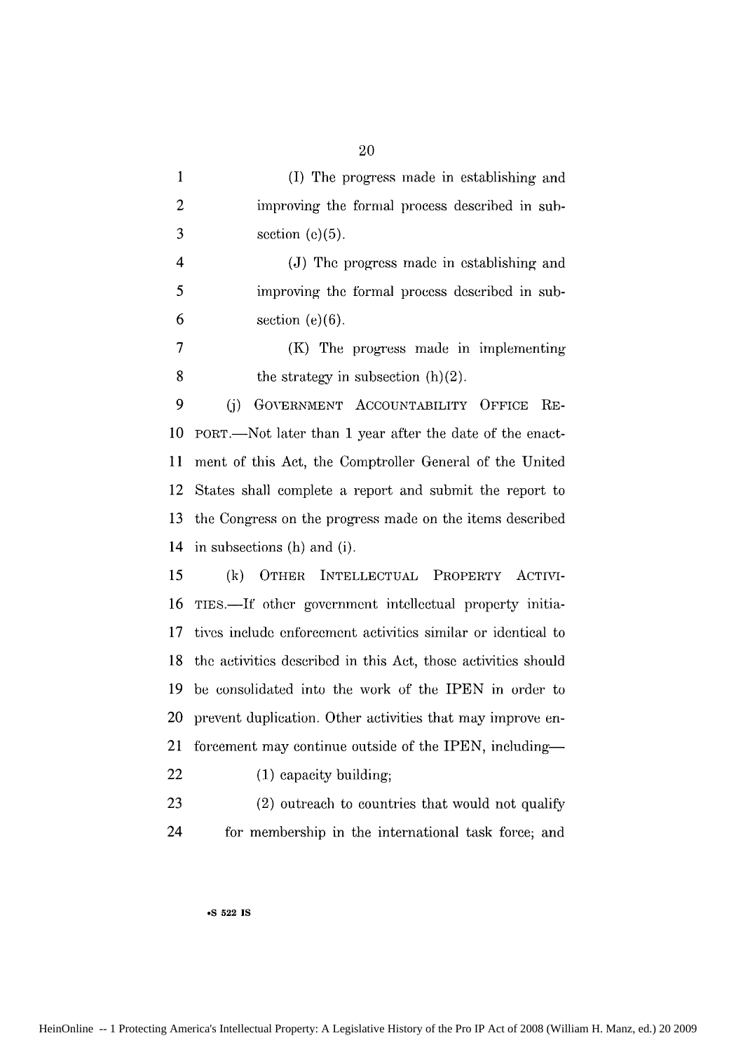(I) The progress made in establishing and improving the formal process described in subsection (c)(5).

(J) The progress made in establishing and improving the formal process described in subsection (e)(6).

(K) The progress made in implementing the strategy in subsection (h)(2).

(j) GOVERNMENT ACCOUNTABILITY OFFICE REPORT.—Not later than 1 year after the date of the enactment of this Act, the Comptroller General of the United States shall complete a report and submit the report to the Congress on the progress made on the items described in subsections (h) and (i).

(k) OTHER INTELLECTUAL PROPERTY ACTIVITIES.—If other government intellectual property initiatives include enforcement activities similar or identical to the activities described in this Act, those activities should be consolidated into the work of the IPEN in order to prevent duplication. Other activities that may improve enforcement may continue outside of the IPEN, including—

(1) capacity building;

(2) outreach to countries that would not qualify for membership in the international task force; and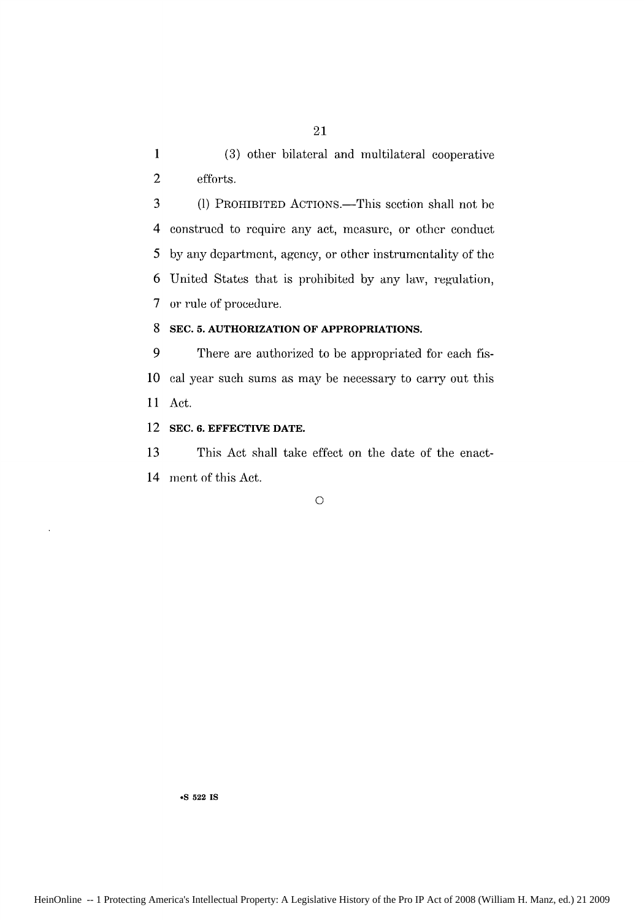(3) other bilateral and multilateral cooperative efforts.

(l) PROHIBITED ACTIONS.—This section shall not be construed to require any act, measure, or other conduct by any department, agency, or other instrumentality of the United States that is prohibited by any law, regulation, or rule of procedure.

## SEC. 5. AUTHORIZATION OF APPROPRIATIONS.

There are authorized to be appropriated for each fiscal year such sums as may be necessary to carry out this Act.

## SEC. 6. EFFECTIVE DATE.

This Act shall take effect on the date of the enactment of this Act.

○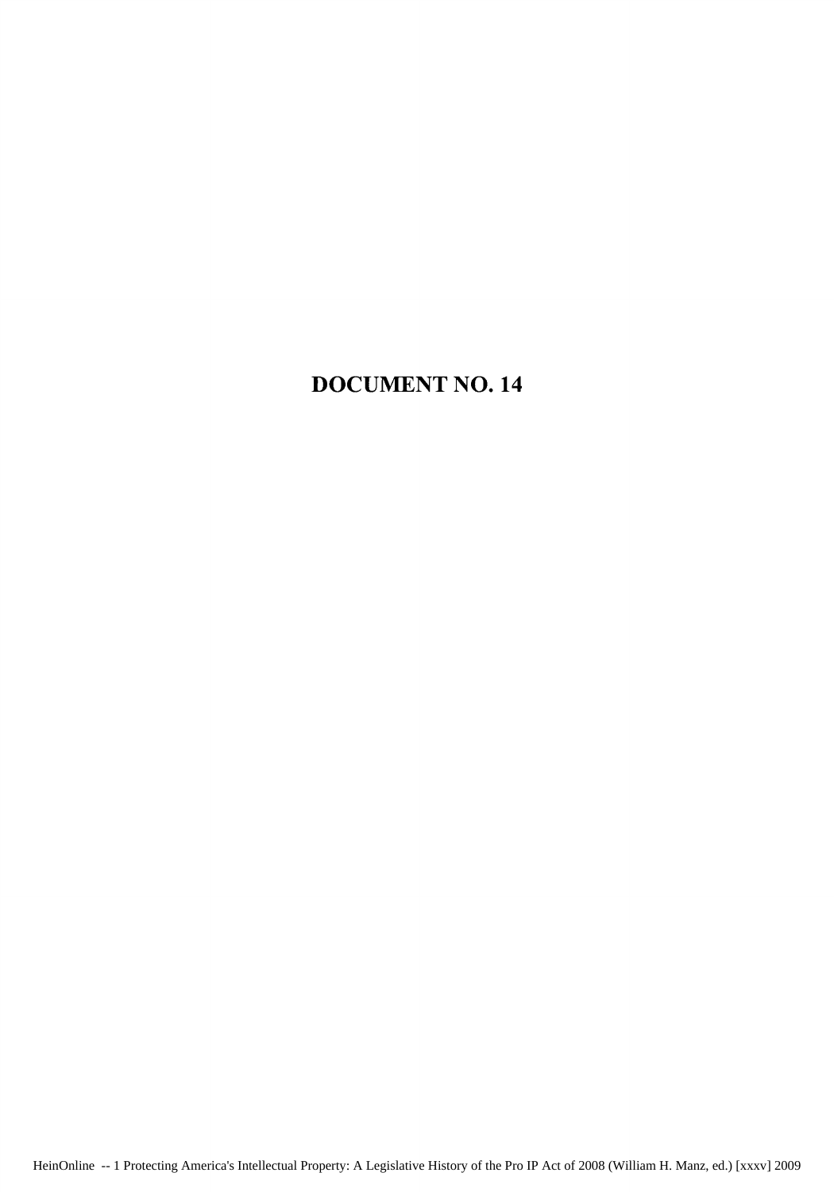# DOCUMENT NO. 14